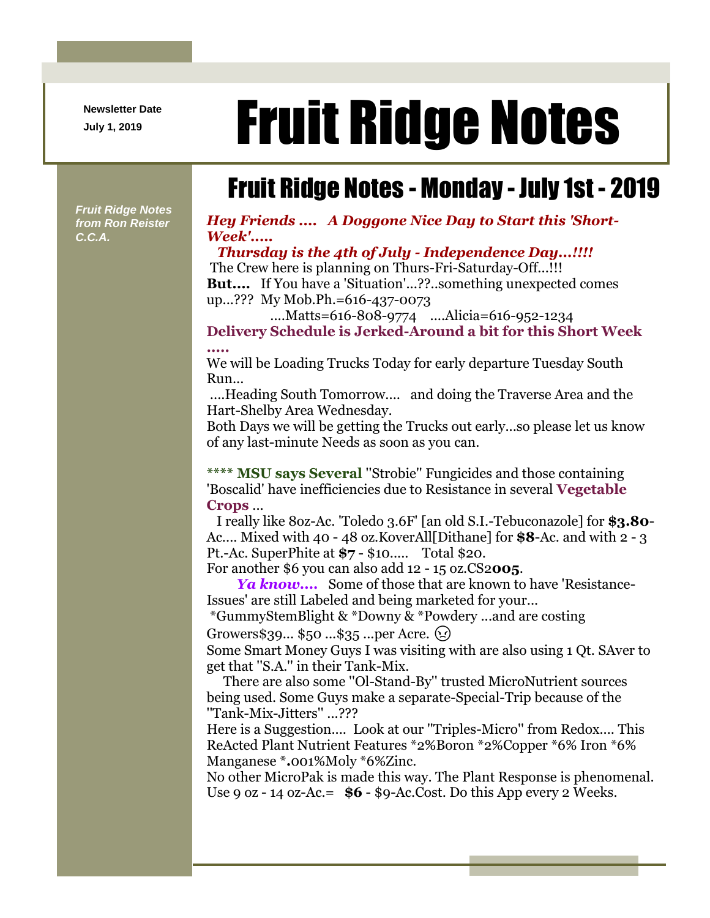Newsletter Date
July 1, 2019

# Fruit Ridge Notes

*Fruit Ridge Notes from Ron Reister C.C.A.*

## Fruit Ridge Notes - Monday - July 1st - 2019

***Hey Friends .... A Doggone Nice Day to Start this 'Short-Week'.....***

***Thursday is the 4th of July - Independence Day...!!!!***

The Crew here is planning on Thurs-Fri-Saturday-Off...!!!

**But....** If You have a 'Situation'...??..something unexpected comes up...??? My Mob.Ph.=616-437-0073

....Matts=616-808-9774 ....Alicia=616-952-1234

**Delivery Schedule is Jerked-Around a bit for this Short Week .....**

We will be Loading Trucks Today for early departure Tuesday South Run...

....Heading South Tomorrow.... and doing the Traverse Area and the Hart-Shelby Area Wednesday.

Both Days we will be getting the Trucks out early...so please let us know of any last-minute Needs as soon as you can.

**\*\*\*\* MSU says Several** "Strobie" Fungicides and those containing 'Boscalid' have inefficiencies due to Resistance in several **Vegetable Crops** ...

I really like 8oz-Ac. 'Toledo 3.6F' [an old S.I.-Tebuconazole] for **$3.80**-Ac.... Mixed with 40 - 48 oz.KoverAll[Dithane] for **$8**-Ac. and with 2 - 3 Pt.-Ac. SuperPhite at **$7** - $10..... Total $20.

For another $6 you can also add 12 - 15 oz.CS2**005**.

***Ya know....*** Some of those that are known to have 'Resistance-Issues' are still Labeled and being marketed for your...

*GummyStemBlight & *Downy & *Powdery ...and are costing Growers$39... $50 ...$35 ...per Acre. ☹

Some Smart Money Guys I was visiting with are also using 1 Qt. SAver to get that "S.A." in their Tank-Mix.

There are also some "Ol-Stand-By" trusted MicroNutrient sources being used. Some Guys make a separate-Special-Trip because of the "Tank-Mix-Jitters" ...???

Here is a Suggestion.... Look at our "Triples-Micro" from Redox.... This ReActed Plant Nutrient Features *2%Boron *2%Copper *6% Iron *6% Manganese ***.**001%Moly *6%Zinc.

No other MicroPak is made this way. The Plant Response is phenomenal. Use 9 oz - 14 oz-Ac.= **$6** - $9-Ac.Cost. Do this App every 2 Weeks.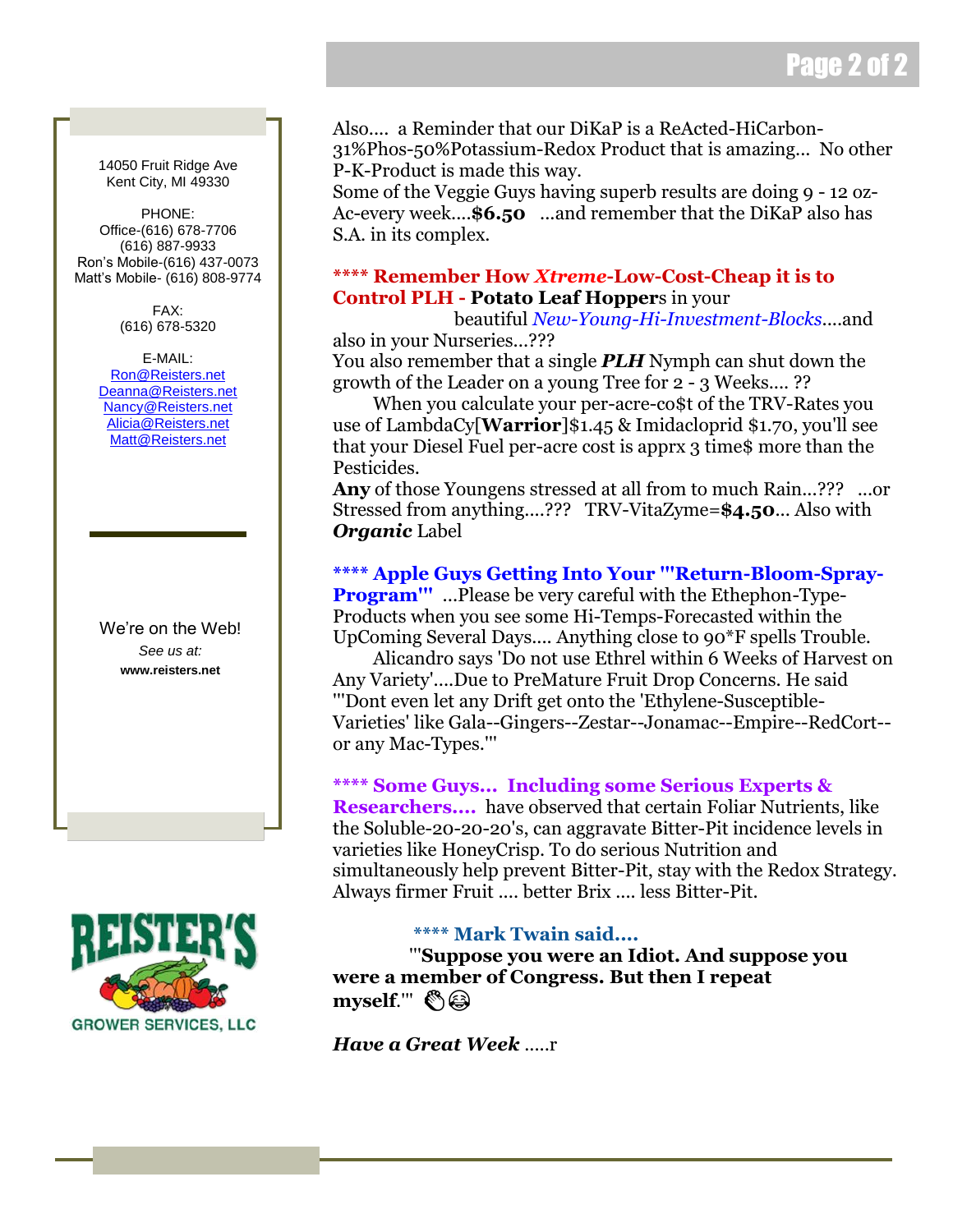14050 Fruit Ridge Ave
Kent City, MI 49330

PHONE:
Office-(616) 678-7706
(616) 887-9933
Ron's Mobile-(616) 437-0073
Matt's Mobile- (616) 808-9774

FAX:
(616) 678-5320

E-MAIL:
Ron@Reisters.net
Deanna@Reisters.net
Nancy@Reisters.net
Alicia@Reisters.net
Matt@Reisters.net

We're on the Web!
*See us at:*
**www.reisters.net**

REISTER'S
GROWER SERVICES, LLC

Also.... a Reminder that our DiKaP is a ReActed-HiCarbon-31%Phos-50%Potassium-Redox Product that is amazing... No other P-K-Product is made this way.
Some of the Veggie Guys having superb results are doing 9 - 12 oz-Ac-every week....**$6.50** ...and remember that the DiKaP also has S.A. in its complex.

**\*\*\*\* Remember How *Xtreme*-Low-Cost-Cheap it is to Control PLH - Potato Leaf Hopper**s in your beautiful *New-Young-Hi-Investment-Blocks*....and also in your Nurseries...???
You also remember that a single ***PLH*** Nymph can shut down the growth of the Leader on a young Tree for 2 - 3 Weeks.... ??
When you calculate your per-acre-co$t of the TRV-Rates you use of LambdaCy[**Warrior**]$1.45 & Imidacloprid $1.70, you'll see that your Diesel Fuel per-acre cost is apprx 3 time$ more than the Pesticides.
**Any** of those Youngens stressed at all from to much Rain...??? ...or Stressed from anything....??? TRV-VitaZyme=**$4.50**... Also with ***Organic*** Label

**\*\*\*\* Apple Guys Getting Into Your "'Return-Bloom-Spray-Program"'** ...Please be very careful with the Ethephon-Type-Products when you see some Hi-Temps-Forecasted within the UpComing Several Days.... Anything close to 90*F spells Trouble.
Alicandro says 'Do not use Ethrel within 6 Weeks of Harvest on Any Variety'....Due to PreMature Fruit Drop Concerns. He said "'Dont even let any Drift get onto the 'Ethylene-Susceptible-Varieties' like Gala--Gingers--Zestar--Jonamac--Empire--RedCort--or any Mac-Types."'

**\*\*\*\* Some Guys... Including some Serious Experts & Researchers....** have observed that certain Foliar Nutrients, like the Soluble-20-20-20's, can aggravate Bitter-Pit incidence levels in varieties like HoneyCrisp. To do serious Nutrition and simultaneously help prevent Bitter-Pit, stay with the Redox Strategy. Always firmer Fruit .... better Brix .... less Bitter-Pit.

**\*\*\*\* Mark Twain said....**
**"'Suppose you were an Idiot. And suppose you were a member of Congress. But then I repeat myself.'"** 👏😂

***Have a Great Week*** .....r